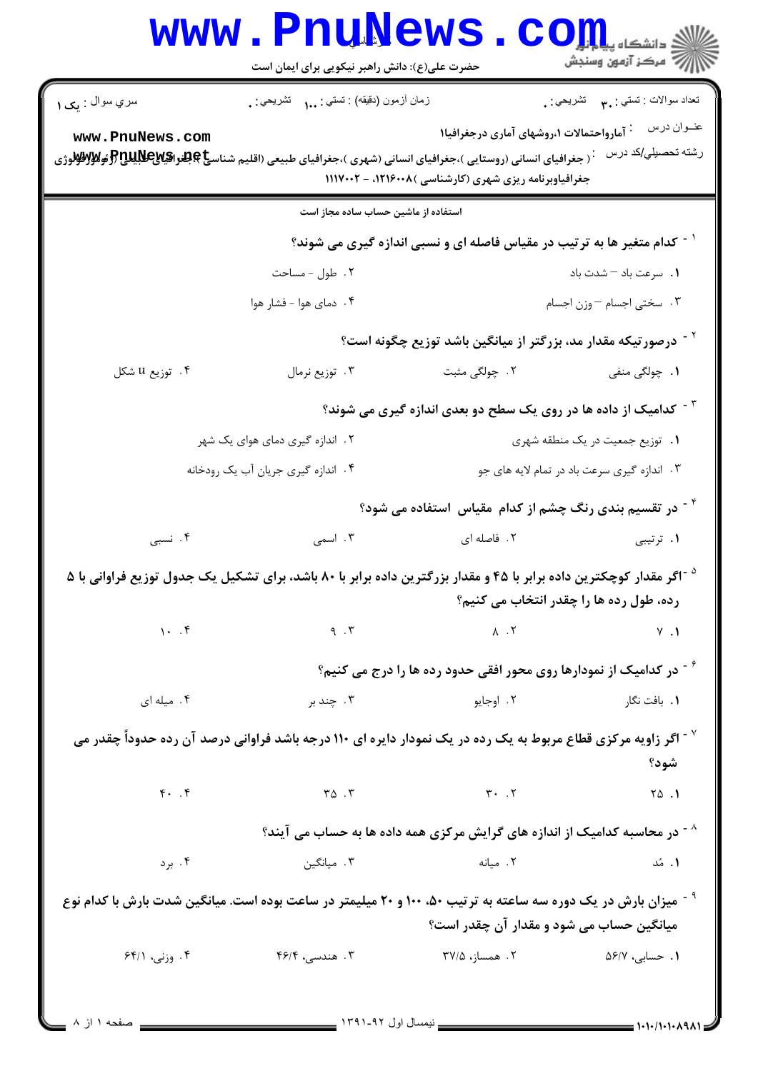حضرت علی(ع): دانش راهبر نیکویی برای ایمان است

سري سوال : یک ۱ | زمان آزمون (دقیقه) : تستی : ۱۰۰ تشریحی : ۰ | تعداد سوالات : تستی : ۳۰ تشریحی : ۰

عنوان درس : آمارواحتمالات ۱،روشهای آماری درجغرافیا۱

رشته تحصيلي/کد درس : (جغرافیای انسانی (روستایی )،جغرافیای انسانی (شهری )،جغرافیای طبیعی (اقلیم شناسی )،جغرافیای طبیعی (ژئومورفولوژی ) جغرافیاوبرنامه ریزی شهری (کارشناسی )۱۲۱۶۰۰۸، - ۱۱۱۷۰۰۲

استفاده از ماشین حساب ساده مجاز است

۱- کدام متغیر ها به ترتیب در مقیاس فاصله ای و نسبی اندازه گیری می شوند؟

۱. سرعت باد – شدت باد
۲. طول - مساحت
۳. سختی اجسام – وزن اجسام
۴. دمای هوا - فشار هوا

۲- درصورتیکه مقدار مد، بزرگتر از میانگین باشد توزیع چگونه است؟

۱. چولگی منفی
۲. چولگی مثبت
۳. توزیع نرمال
۴. توزیع u شکل

۳- کدامیک از داده ها در روی یک سطح دو بعدی اندازه گیری می شوند؟

۱. توزیع جمعیت در یک منطقه شهری
۲. اندازه گیری دمای هوای یک شهر
۳. اندازه گیری سرعت باد در تمام لایه های جو
۴. اندازه گیری جریان آب یک رودخانه

۴- در تقسیم بندی رنگ چشم از کدام مقیاس استفاده می شود؟

۱. ترتیبی
۲. فاصله ای
۳. اسمی
۴. نسبی

۵- اگر مقدار کوچکترین داده برابر با ۴۵ و مقدار بزرگترین داده برابر با ۸۰ باشد، برای تشکیل یک جدول توزیع فراوانی با ۵ رده، طول رده ها را چقدر انتخاب می کنیم؟

۱. ۷
۲. ۸
۳. ۹
۴. ۱۰

۶- در کدامیک از نمودارها روی محور افقی حدود رده ها را درج می کنیم؟

۱. بافت نگار
۲. اوجایو
۳. چند بر
۴. میله ای

۷- اگر زاویه مرکزی قطاع مربوط به یک رده در یک نمودار دایره ای ۱۱۰ درجه باشد فراوانی درصد آن رده حدوداً چقدر می شود؟

۱. ۲۵
۲. ۳۰
۳. ۳۵
۴. ۴۰

۸- در محاسبه کدامیک از اندازه های گرایش مرکزی همه داده ها به حساب می آیند؟

۱. مُد
۲. میانه
۳. میانگین
۴. برد

۹- میزان بارش در یک دوره سه ساعته به ترتیب ۵۰، ۱۰۰ و ۲۰ میلیمتر در ساعت بوده است. میانگین شدت بارش با کدام نوع میانگین حساب می شود و مقدار آن چقدر است؟

۱. حسابی، ۵۶/۷
۲. همساز، ۳۷/۵
۳. هندسی، ۴۶/۴
۴. وزنی، ۶۴/۱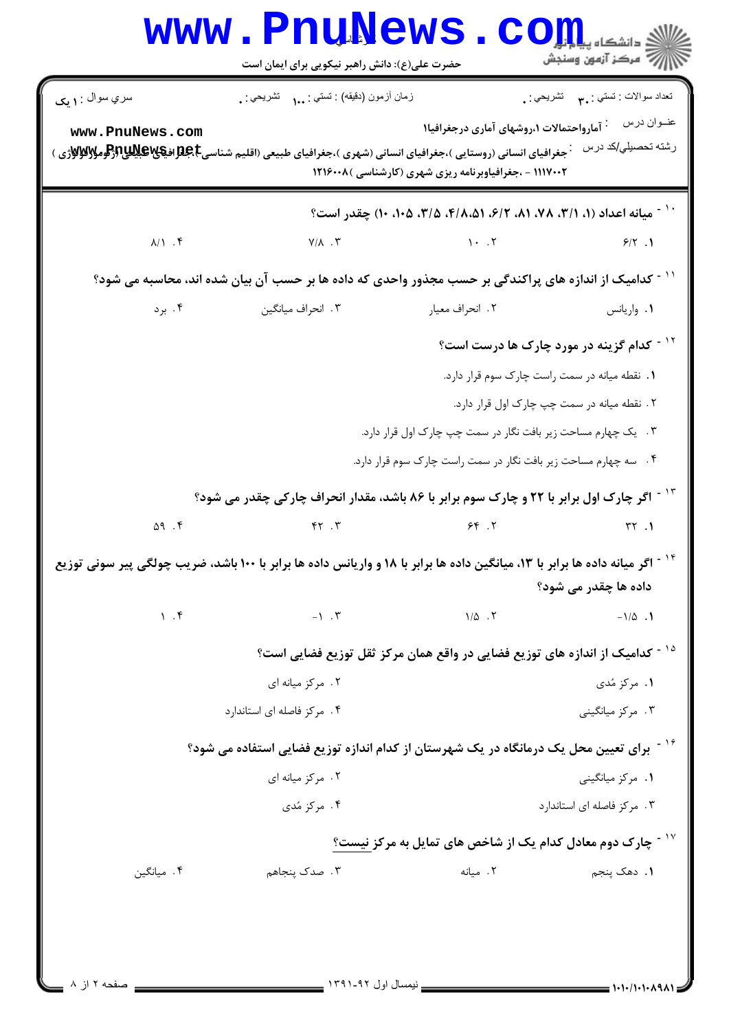سري سوال : ۱ يک

زمان آزمون (دقيقه) : تستي : ۱۰۰ تشريحي : ۰

تعداد سوالات : تستي : ۳۰ تشريحي : ۰

عنوان درس : آمارواحتمالات ۱،روشهای آماری درجغرافیا۱

رشته تحصيلي/کد درس : جغرافیای انسانی (روستایی )،جغرافیای انسانی (شهری )،جغرافیای طبیعی (اقلیم شناسی )،جغرافیای طبیعی (ژئومورفولوژی ) ۱۱۱۷۰۰۲ - ،جغرافیاوبرنامه ریزی شهری (کارشناسی )۱۲۱۶۰۰۸

۱۰- میانه اعداد (۱، ۳/۱، ۷۸، ۸۱، ۲، ۶/۲، ۴/۸،۵۱، ۳/۵، ۱۰۵، ۱۰) چقدر است؟

۱. ۶/۲
۲. ۱۰
۳. ۷/۸
۴. ۸/۱

۱۱- کدامیک از اندازه های پراکندگی بر حسب مجذور واحدی که داده ها بر حسب آن بیان شده اند، محاسبه می شود؟

۱. واریانس
۲. انحراف معیار
۳. انحراف میانگین
۴. برد

۱۲- کدام گزینه در مورد چارک ها درست است؟

۱. نقطه میانه در سمت راست چارک سوم قرار دارد.
۲. نقطه میانه در سمت چپ چارک اول قرار دارد.
۳. یک چهارم مساحت زیر بافت نگار در سمت چپ چارک اول قرار دارد.
۴. سه چهارم مساحت زیر بافت نگار در سمت راست چارک سوم قرار دارد.

۱۳- اگر چارک اول برابر با ۲۲ و چارک سوم برابر با ۸۶ باشد، مقدار انحراف چارکی چقدر می شود؟

۱. ۳۲
۲. ۶۴
۳. ۴۲
۴. ۵۹

۱۴- اگر میانه داده ها برابر با ۱۳، میانگین داده ها برابر با ۱۸ و واریانس داده ها برابر با ۱۰۰ باشد، ضریب چولگی پیر سونی توزیع داده ها چقدر می شود؟

۱. ۱/۵-
۲. ۱/۵
۳. ۱-
۴. ۱

۱۵- کدامیک از اندازه های توزیع فضایی در واقع همان مرکز ثقل توزیع فضایی است؟

۱. مرکز مُدی
۲. مرکز میانه ای
۳. مرکز میانگینی
۴. مرکز فاصله ای استاندارد

۱۶- برای تعیین محل یک درمانگاه در یک شهرستان از کدام اندازه توزیع فضایی استفاده می شود؟

۱. مرکز میانگینی
۲. مرکز میانه ای
۳. مرکز فاصله ای استاندارد
۴. مرکز مُدی

۱۷- چارک دوم معادل کدام یک از شاخص های تمایل به مرکز نیست؟

۱. دهک پنجم
۲. میانه
۳. صدک پنجاهم
۴. میانگین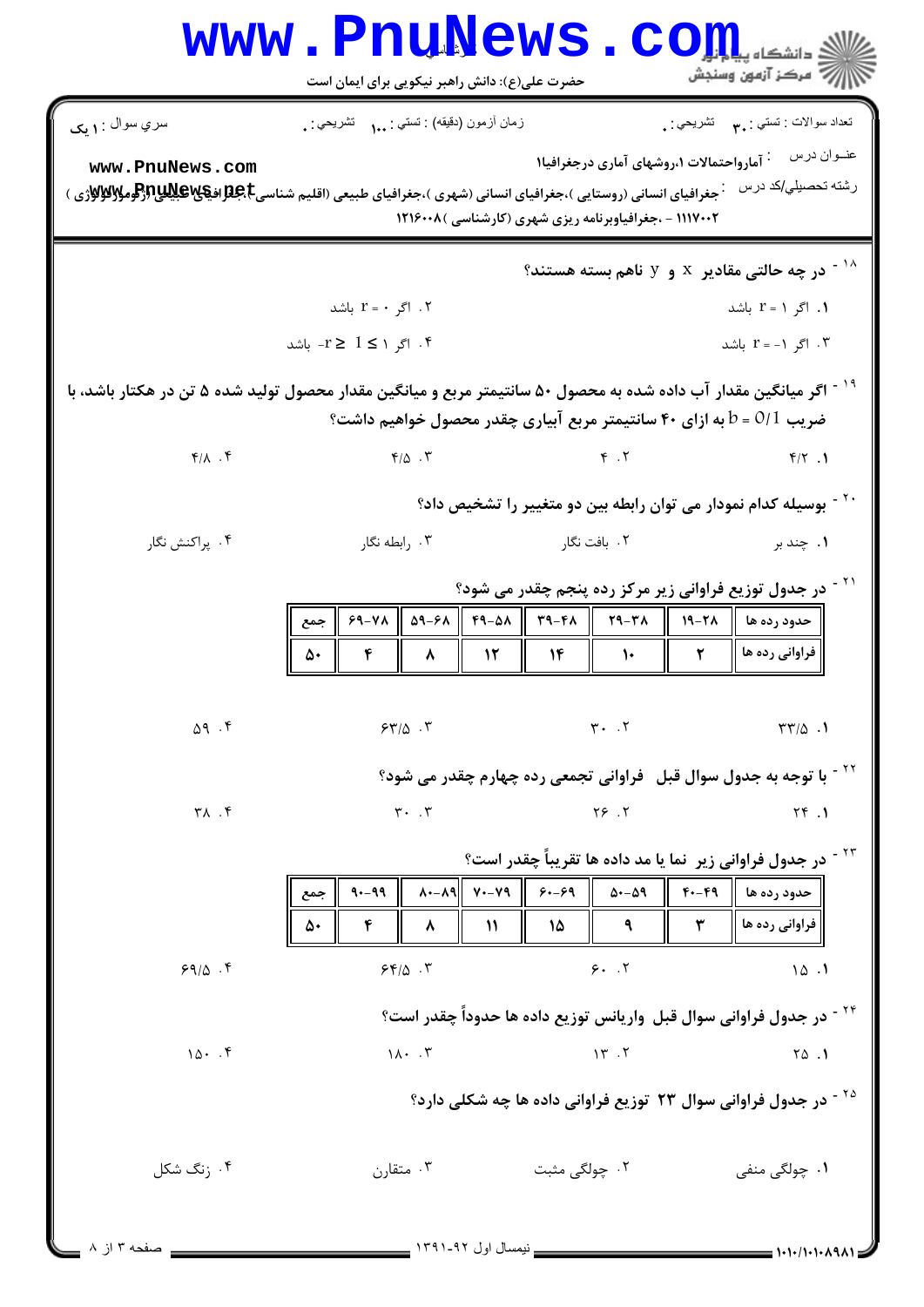سري سوال : ۱ یک

زمان آزمون (دقیقه) : تستی : ۱۰۰ تشریحی : ۰

تعداد سوالات : تستی : ۳۰ تشریحی : ۰

عنــوان درس : آماراحتمالات ۱،روشهای آماری درجغرافیا۱

رشته تحصیلی/کد درس : جغرافیای انسانی (روستایی )،جغرافیای انسانی (شهری )،جغرافیای طبیعی (اقلیم شناسی )،جغرافیای طبیعی (ژئومورفولوژی ) ۱۱۱۷۰۰۲ - ،جغرافیاوبرنامه ریزی شهری (کارشناسی )۱۲۱۶۰۰۸

۱۸ - در چه حالتی مقادیر x و y ناهم بسته هستند؟

۱. اگر r = ۱ باشد

۲. اگر r = ۰ باشد

۳. اگر r = -۱ باشد

۴. اگر $-r \geq 1 \leq 1$ باشد

۱۹ - اگر میانگین مقدار آب داده شده به محصول ۵۰ سانتیمتر مربع و میانگین مقدار محصول تولید شده ۵ تن در هکتار باشد، با ضریب $b = 0/1$ به ازای ۴۰ سانتیمتر مربع آبیاری چقدر محصول خواهیم داشت؟

۱. ۴/۲

۲. ۴

۳. ۴/۵

۴. ۴/۸

۲۰ - بوسیله کدام نمودار می توان رابطه بین دو متغییر را تشخیص داد؟

۱. چند بر

۲. بافت نگار

۳. رابطه نگار

۴. پراکنش نگار

۲۱ - در جدول توزیع فراوانی زیر مرکز رده پنجم چقدر می شود؟

| حدود رده ها | ۱۹-۲۸ | ۲۹-۳۸ | ۳۹-۴۸ | ۴۹-۵۸ | ۵۹-۶۸ | ۶۹-۷۸ | جمع |
|---|---|---|---|---|---|---|---|
| فراوانی رده ها | ۲ | ۱۰ | ۱۴ | ۱۲ | ۸ | ۴ | ۵۰ |

۱. ۳۳/۵

۲. ۳۰

۳. ۶۳/۵

۴. ۵۹

۲۲ - با توجه به جدول سوال قبل فراوانی تجمعی رده چهارم چقدر می شود؟

۱. ۲۴

۲. ۲۶

۳. ۳۰

۴. ۳۸

۲۳ - در جدول فراوانی زیر نما یا مد داده ها تقریباً چقدر است؟

| حدود رده ها | ۴۰-۴۹ | ۵۰-۵۹ | ۶۰-۶۹ | ۷۰-۷۹ | ۸۰-۸۹ | ۹۰-۹۹ | جمع |
|---|---|---|---|---|---|---|---|
| فراوانی رده ها | ۳ | ۹ | ۱۵ | ۱۱ | ۸ | ۴ | ۵۰ |

۱. ۱۵

۲. ۶۰

۳. ۶۴/۵

۴. ۶۹/۵

۲۴ - در جدول فراوانی سوال قبل واریانس توزیع داده ها حدوداً چقدر است؟

۱. ۲۵

۲. ۱۳

۳. ۱۸۰

۴. ۱۵۰

۲۵ - در جدول فراوانی سوال ۲۳ توزیع فراوانی داده ها چه شکلی دارد؟

۱. چولگی منفی

۲. چولگی مثبت

۳. متقارن

۴. زنگ شکل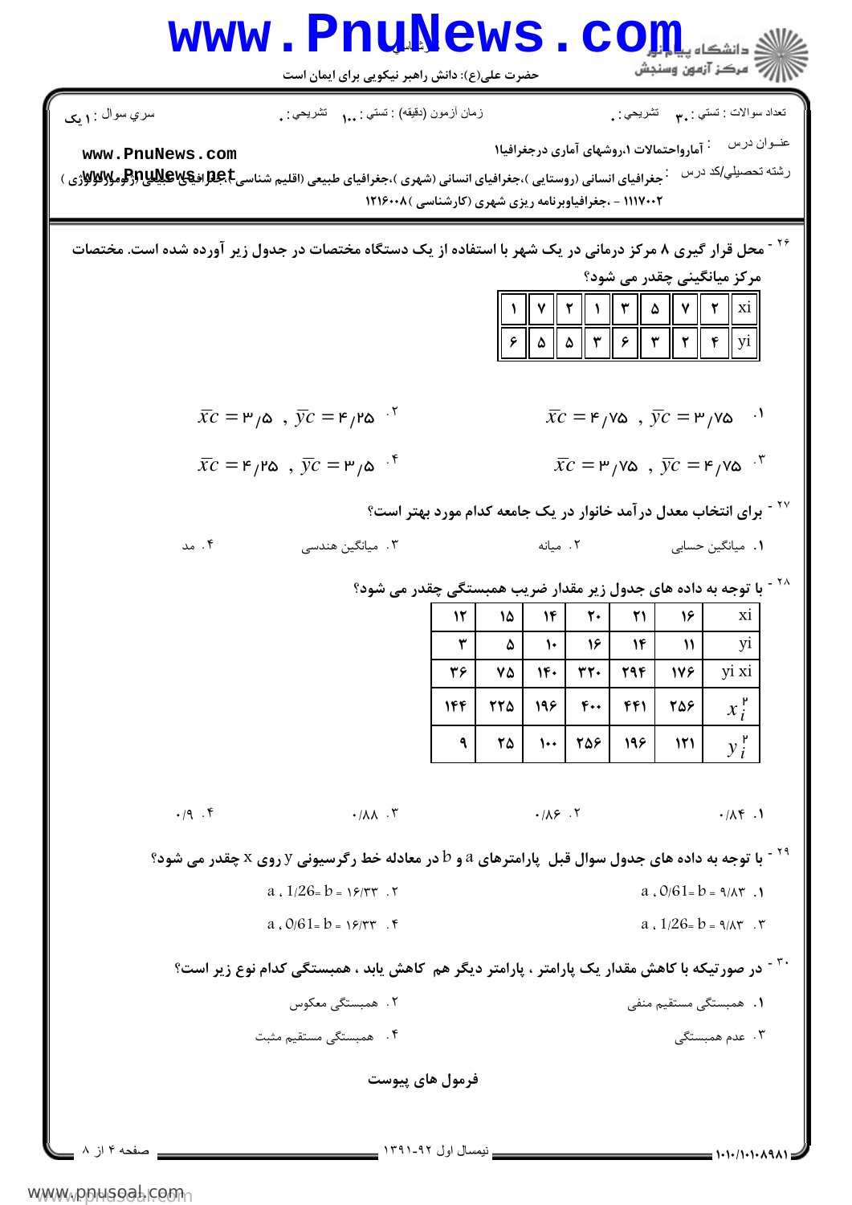سري سوال : ۱ یک | زمان آزمون (دقیقه) : تستی : ۱۰۰ تشریحی : ۰ | تعداد سوالات : تستی : ۳۰ تشریحی : ۰

عنوان درس : آمارواحتمالات ۱،روشهای آماری درجغرافیا۱

رشته تحصيلي/كد درس : جغرافیای انسانی (روستایی )،جغرافیای انسانی (شهری )،جغرافیای طبیعی (اقلیم شناسی )،جغرافیای طبیعی (ژئومورفولوژی ) ۱۱۱۷۰۰۲ - ،جغرافیاوبرنامه ریزی شهری (کارشناسی )۱۲۱۶۰۰۸

۲۶- محل قرار گیری ۸ مرکز درمانی در یک شهر با استفاده از یک دستگاه مختصات در جدول زیر آورده شده است. مختصات مرکز میانگینی چقدر می شود؟

| xi | ۲ | ۷ | ۵ | ۳ | ۱ | ۲ | ۷ | ۱ |
|---|---|---|---|---|---|---|---|---|
| yi | ۴ | ۲ | ۳ | ۶ | ۳ | ۵ | ۵ | ۶ |

۱. $\bar{x}c = ۴/۷۵$ , $\bar{y}c = ۳/۷۵$

۲. $\bar{x}c = ۳/۵$ , $\bar{y}c = ۴/۲۵$

۳. $\bar{x}c = ۳/۷۵$ , $\bar{y}c = ۴/۷۵$

۴. $\bar{x}c = ۴/۲۵$ , $\bar{y}c = ۳/۵$

۲۷- برای انتخاب معدل درآمد خانوار در یک جامعه کدام مورد بهتر است؟

۱. میانگین حسابی
۲. میانه
۳. میانگین هندسی
۴. مد

۲۸- با توجه به داده های جدول زیر مقدار ضریب همبستگی چقدر می شود؟

| xi | ۱۶ | ۲۱ | ۲۰ | ۱۴ | ۱۵ | ۱۲ |
|---|---|---|---|---|---|---|
| yi | ۱۱ | ۱۴ | ۱۶ | ۱۰ | ۵ | ۳ |
| yi xi | ۱۷۶ | ۲۹۴ | ۳۲۰ | ۱۴۰ | ۷۵ | ۳۶ |
| $x_i^2$ | ۲۵۶ | ۴۴۱ | ۴۰۰ | ۱۹۶ | ۲۲۵ | ۱۴۴ |
| $y_i^2$ | ۱۲۱ | ۱۹۶ | ۲۵۶ | ۱۰۰ | ۲۵ | ۹ |

۱. ۰/۸۴
۲. ۰/۸۶
۳. ۰/۸۸
۴. ۰/۹

۲۹- با توجه به داده های جدول سوال قبل پارامترهای a و b در معادله خط رگرسیونی y روی x چقدر می شود؟

۱. a , 0/61= b = ۹/۸۳
۲. a , 1/26= b = ۱۶/۳۳
۳. a , 1/26= b = ۹/۸۳
۴. a , 0/61= b = ۱۶/۳۳

۳۰- در صورتیکه با کاهش مقدار یک پارامتر ، پارامتر دیگر هم کاهش یابد ، همبستگی کدام نوع زیر است؟

۱. همبستگی مستقیم منفی
۲. همبستگی معکوس
۳. عدم همبستگی
۴. همبستگی مستقیم مثبت

فرمول های پیوست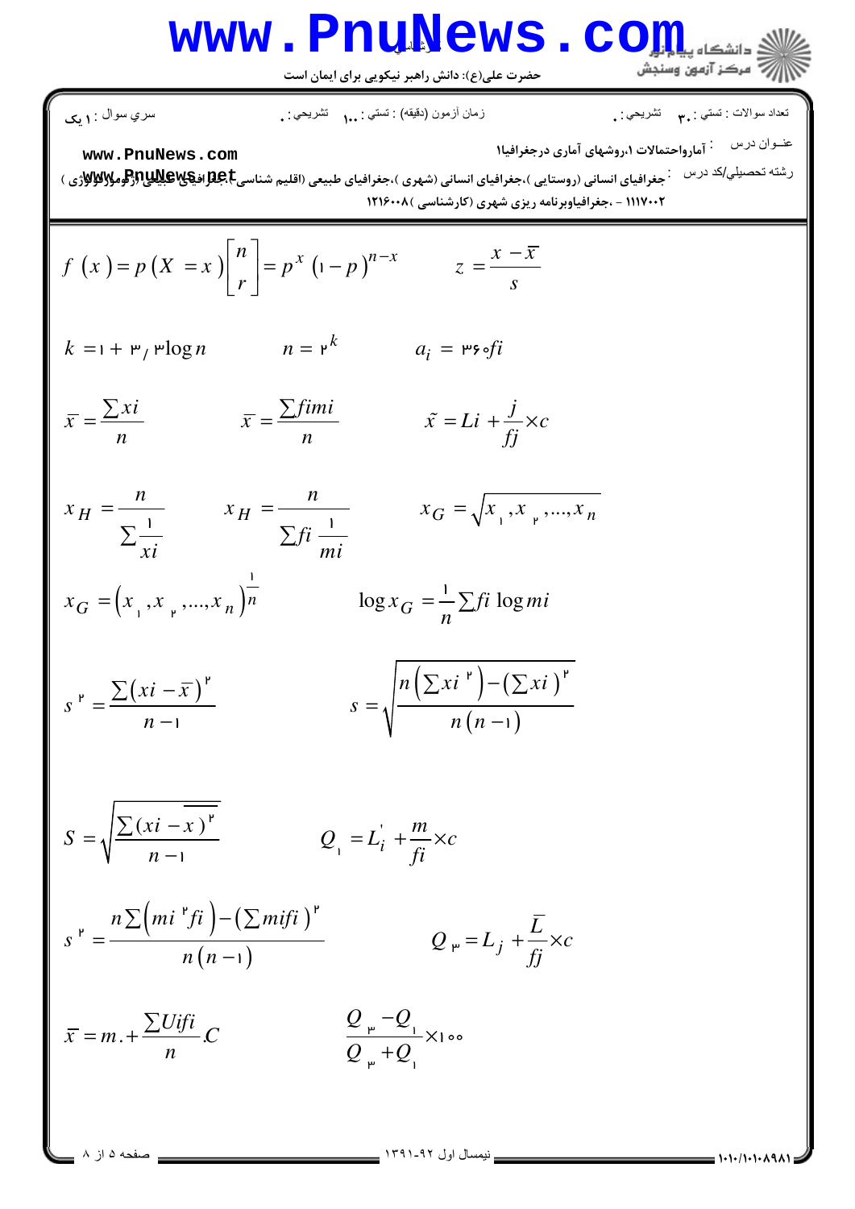$$f(x) = p(X = x)\begin{bmatrix} n \\ r \end{bmatrix} = p^{x}(1-p)^{n-x} \qquad z = \frac{x - \bar{x}}{s}$$

$$k = 1 + 3/3\log n \qquad n = 2^{k} \qquad a_i = 360 fi$$

$$\bar{x} = \frac{\sum xi}{n} \qquad \bar{x} = \frac{\sum fimi}{n} \qquad \tilde{x} = Li + \frac{j}{fj} \times c$$

$$x_H = \frac{n}{\sum \frac{1}{xi}} \qquad x_H = \frac{n}{\sum fi\ \frac{1}{mi}} \qquad x_G = \sqrt{x_1, x_2, \ldots, x_n}$$

$$x_G = \left(x_1, x_2, \ldots, x_n\right)^{\frac{1}{n}} \qquad \log x_G = \frac{1}{n}\sum fi \log mi$$

$$s^2 = \frac{\sum (xi - \bar{x})^2}{n-1} \qquad s = \sqrt{\frac{n\left(\sum xi^2\right) - \left(\sum xi\right)^2}{n(n-1)}}$$

$$S = \sqrt{\frac{\sum (xi - \overline{x})^2}{n-1}} \qquad Q_1 = L_i' + \frac{m}{fi} \times c$$

$$s^2 = \frac{n\sum\left(mi^2 fi\right) - \left(\sum mifi\right)^2}{n(n-1)} \qquad Q_3 = L_j + \frac{\bar{L}}{fj} \times c$$

$$\bar{x} = m_\circ + \frac{\sum Uifi}{n}.C \qquad \frac{Q_3 - Q_1}{Q_3 + Q_1} \times 100$$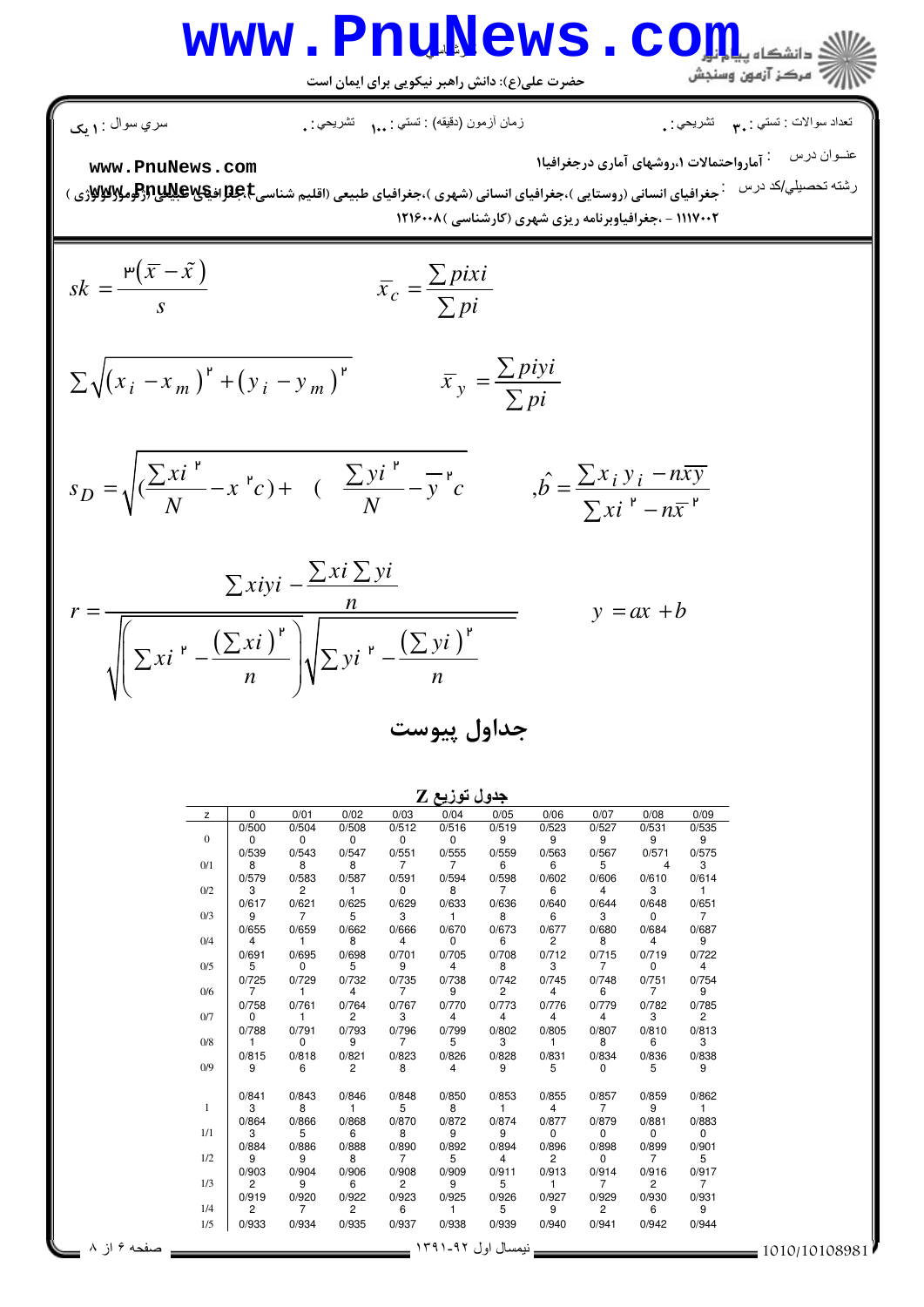سري سوال : ۱ یک

زمان آزمون (دقیقه) : تستی : ۱۰۰ تشریحی : ۰

تعداد سوالات : تستی : ۳۰ تشریحی : ۰

عنوان درس : آمارواحتمالات ۱،روشهای آماری درجغرافیا۱

رشته تحصیلی/کد درس : جغرافیای انسانی (روستایی )،جغرافیای انسانی (شهری )،جغرافیای طبیعی (اقلیم شناسی )،جغرافیای طبیعی (ژئومورفولوژی ) ۱۱۱۷۰۰۲ - ،جغرافیاوبرنامه ریزی شهری (کارشناسی )۱۲۱۶۰۰۸

$$sk = \frac{3(\bar{x} - \tilde{x})}{s}$$

$$\bar{x}_c = \frac{\sum pixi}{\sum pi}$$

$$\sum \sqrt{(x_i - x_m)^2 + (y_i - y_m)^2}$$

$$\bar{x}_y = \frac{\sum piyi}{\sum pi}$$

$$s_D = \sqrt{(\frac{\sum xi^2}{N} - x^2c) + (\frac{\sum yi^2}{N} - \bar{y}^2c}$$

$$,\hat{b} = \frac{\sum x_i y_i - n\bar{x}\bar{y}}{\sum xi^2 - n\bar{x}^2}$$

$$r = \frac{\sum xiyi - \frac{\sum xi \sum yi}{n}}{\sqrt{\left(\sum xi^2 - \frac{(\sum xi)^2}{n}\right)}\sqrt{\sum yi^2 - \frac{(\sum yi)^2}{n}}}$$

$$y = ax + b$$

## جداول پیوست

### جدول توزیع Z

| z | 0 | 0/01 | 0/02 | 0/03 | 0/04 | 0/05 | 0/06 | 0/07 | 0/08 | 0/09 |
|---|---|---|---|---|---|---|---|---|---|---|
| 0 | 0/5000 | 0/5040 | 0/5080 | 0/5120 | 0/5160 | 0/5199 | 0/5239 | 0/5279 | 0/5319 | 0/5359 |
| 0/1 | 0/5398 | 0/5438 | 0/5478 | 0/5517 | 0/5557 | 0/5596 | 0/5636 | 0/5675 | 0/5714 | 0/5753 |
| 0/2 | 0/5793 | 0/5832 | 0/5871 | 0/5910 | 0/5948 | 0/5987 | 0/6026 | 0/6064 | 0/6103 | 0/6141 |
| 0/3 | 0/6179 | 0/6217 | 0/6255 | 0/6293 | 0/6331 | 0/6368 | 0/6406 | 0/6443 | 0/6480 | 0/6517 |
| 0/4 | 0/6554 | 0/6591 | 0/6628 | 0/6664 | 0/6700 | 0/6736 | 0/6772 | 0/6808 | 0/6844 | 0/6879 |
| 0/5 | 0/6915 | 0/6950 | 0/6985 | 0/7019 | 0/7054 | 0/7088 | 0/7123 | 0/7157 | 0/7190 | 0/7224 |
| 0/6 | 0/7257 | 0/7291 | 0/7324 | 0/7357 | 0/7389 | 0/7422 | 0/7454 | 0/7486 | 0/7517 | 0/7549 |
| 0/7 | 0/7580 | 0/7611 | 0/7642 | 0/7673 | 0/7704 | 0/7734 | 0/7764 | 0/7794 | 0/7823 | 0/7852 |
| 0/8 | 0/7881 | 0/7910 | 0/7939 | 0/7967 | 0/7995 | 0/8023 | 0/8051 | 0/8078 | 0/8106 | 0/8133 |
| 0/9 | 0/8159 | 0/8186 | 0/8212 | 0/8238 | 0/8264 | 0/8289 | 0/8315 | 0/8340 | 0/8365 | 0/8389 |
| 1 | 0/8413 | 0/8438 | 0/8461 | 0/8485 | 0/8508 | 0/8531 | 0/8554 | 0/8577 | 0/8599 | 0/8621 |
| 1/1 | 0/8643 | 0/8665 | 0/8686 | 0/8708 | 0/8729 | 0/8749 | 0/8770 | 0/8790 | 0/8810 | 0/8830 |
| 1/2 | 0/8849 | 0/8869 | 0/8888 | 0/8907 | 0/8925 | 0/8944 | 0/8962 | 0/8980 | 0/8997 | 0/9015 |
| 1/3 | 0/9032 | 0/9049 | 0/9066 | 0/9082 | 0/9099 | 0/9115 | 0/9131 | 0/9147 | 0/9162 | 0/9177 |
| 1/4 | 0/9192 | 0/9207 | 0/9222 | 0/9236 | 0/9251 | 0/9265 | 0/9279 | 0/9292 | 0/9306 | 0/9319 |
| 1/5 | 0/933 | 0/934 | 0/935 | 0/937 | 0/938 | 0/939 | 0/940 | 0/941 | 0/942 | 0/944 |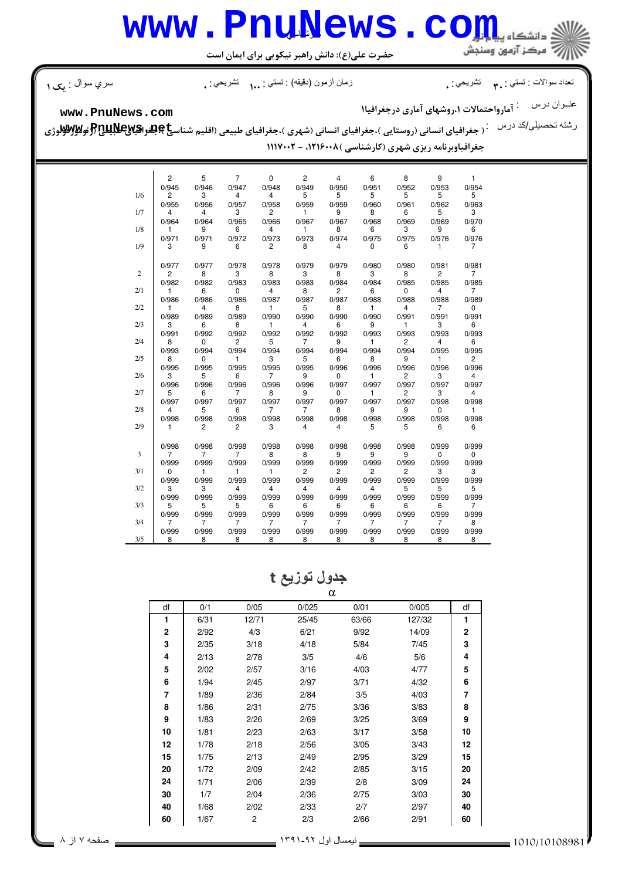| | | | | | | | | | | |
|---|---|---|---|---|---|---|---|---|---|---|
| | 2 | 5 | 7 | 0 | 2 | 4 | 6 | 8 | 9 | 1 |
| 1/6 | 0/9452 | 0/9463 | 0/9474 | 0/9484 | 0/9495 | 0/9505 | 0/9515 | 0/9525 | 0/9535 | 0/9545 |
| 1/7 | 0/9554 | 0/9564 | 0/9573 | 0/9582 | 0/9591 | 0/9599 | 0/9608 | 0/9616 | 0/9625 | 0/9633 |
| 1/8 | 0/9641 | 0/9649 | 0/9656 | 0/9664 | 0/9671 | 0/9678 | 0/9686 | 0/9693 | 0/9699 | 0/9706 |
| 1/9 | 0/9713 | 0/9719 | 0/9726 | 0/9732 | 0/9738 | 0/9744 | 0/9750 | 0/9756 | 0/9761 | 0/9767 |
| 2 | 0/9772 | 0/9778 | 0/9783 | 0/9788 | 0/9793 | 0/9798 | 0/9803 | 0/9808 | 0/9812 | 0/9817 |
| 2/1 | 0/9821 | 0/9826 | 0/9830 | 0/9834 | 0/9838 | 0/9842 | 0/9846 | 0/9850 | 0/9854 | 0/9857 |
| 2/2 | 0/9861 | 0/9864 | 0/9868 | 0/9871 | 0/9875 | 0/9878 | 0/9881 | 0/9884 | 0/9887 | 0/9890 |
| 2/3 | 0/9893 | 0/9896 | 0/9898 | 0/9901 | 0/9904 | 0/9906 | 0/9909 | 0/9911 | 0/9913 | 0/9916 |
| 2/4 | 0/9918 | 0/9920 | 0/9922 | 0/9925 | 0/9927 | 0/9929 | 0/9931 | 0/9932 | 0/9934 | 0/9936 |
| 2/5 | 0/9938 | 0/9940 | 0/9941 | 0/9943 | 0/9945 | 0/9946 | 0/9948 | 0/9949 | 0/9951 | 0/9952 |
| 2/6 | 0/9953 | 0/9955 | 0/9956 | 0/9957 | 0/9959 | 0/9960 | 0/9961 | 0/9962 | 0/9963 | 0/9964 |
| 2/7 | 0/9965 | 0/9966 | 0/9967 | 0/9968 | 0/9969 | 0/9970 | 0/9971 | 0/9972 | 0/9973 | 0/9974 |
| 2/8 | 0/9974 | 0/9975 | 0/9976 | 0/9977 | 0/9977 | 0/9978 | 0/9979 | 0/9979 | 0/9980 | 0/9981 |
| 2/9 | 0/9981 | 0/9982 | 0/9982 | 0/9983 | 0/9984 | 0/9984 | 0/9985 | 0/9985 | 0/9986 | 0/9986 |
| 3 | 0/9987 | 0/9987 | 0/9987 | 0/9988 | 0/9988 | 0/9989 | 0/9989 | 0/9989 | 0/9990 | 0/9990 |
| 3/1 | 0/9990 | 0/9991 | 0/9991 | 0/9991 | 0/9992 | 0/9992 | 0/9992 | 0/9992 | 0/9993 | 0/9993 |
| 3/2 | 0/9993 | 0/9993 | 0/9994 | 0/9994 | 0/9994 | 0/9994 | 0/9994 | 0/9995 | 0/9995 | 0/9995 |
| 3/3 | 0/9995 | 0/9995 | 0/9995 | 0/9996 | 0/9996 | 0/9996 | 0/9996 | 0/9996 | 0/9996 | 0/9997 |
| 3/4 | 0/9997 | 0/9997 | 0/9997 | 0/9997 | 0/9997 | 0/9997 | 0/9997 | 0/9997 | 0/9997 | 0/9998 |
| 3/5 | 0/9998 | 0/9998 | 0/9998 | 0/9998 | 0/9998 | 0/9998 | 0/9998 | 0/9998 | 0/9998 | 0/9998 |

# جدول توزیع t

$\alpha$

| df | 0/1 | 0/05 | 0/025 | 0/01 | 0/005 | df |
|---|---|---|---|---|---|---|
| **1** | 6/31 | 12/71 | 25/45 | 63/66 | 127/32 | **1** |
| **2** | 2/92 | 4/3 | 6/21 | 9/92 | 14/09 | **2** |
| **3** | 2/35 | 3/18 | 4/18 | 5/84 | 7/45 | **3** |
| **4** | 2/13 | 2/78 | 3/5 | 4/6 | 5/6 | **4** |
| **5** | 2/02 | 2/57 | 3/16 | 4/03 | 4/77 | **5** |
| **6** | 1/94 | 2/45 | 2/97 | 3/71 | 4/32 | **6** |
| **7** | 1/89 | 2/36 | 2/84 | 3/5 | 4/03 | **7** |
| **8** | 1/86 | 2/31 | 2/75 | 3/36 | 3/83 | **8** |
| **9** | 1/83 | 2/26 | 2/69 | 3/25 | 3/69 | **9** |
| **10** | 1/81 | 2/23 | 2/63 | 3/17 | 3/58 | **10** |
| **12** | 1/78 | 2/18 | 2/56 | 3/05 | 3/43 | **12** |
| **15** | 1/75 | 2/13 | 2/49 | 2/95 | 3/29 | **15** |
| **20** | 1/72 | 2/09 | 2/42 | 2/85 | 3/15 | **20** |
| **24** | 1/71 | 2/06 | 2/39 | 2/8 | 3/09 | **24** |
| **30** | 1/7 | 2/04 | 2/36 | 2/75 | 3/03 | **30** |
| **40** | 1/68 | 2/02 | 2/33 | 2/7 | 2/97 | **40** |
| **60** | 1/67 | 2 | 2/3 | 2/66 | 2/91 | **60** |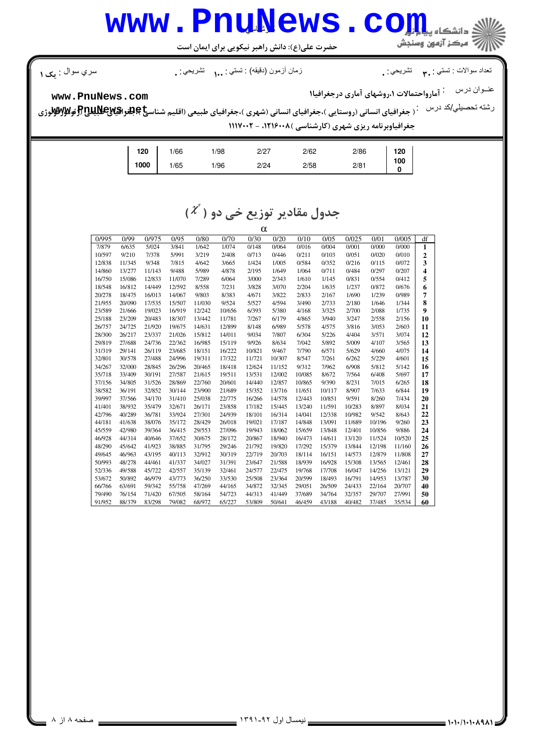سري سوال : یک ۱

زمان آزمون (دقیقه) : تستي : ۱۰۰ تشريحي : ۰

تعداد سوالات : تستي : ۳۰ تشريحي : ۰

عنوان درس : آمارواحتمالات ۱،روشهای آماری درجغرافیا۱

رشته تحصيلي/کد درس : ( جغرافیای انسانی (روستایی )،جغرافیای انسانی (شهری )،جغرافیای طبیعی (اقلیم شناسی )،جغرافیای طبیعی (ژئومورفولوژی جغرافیاوبرنامه ریزی شهری (کارشناسی )۱۲۱۶۰۰۸، - ۱۱۱۷۰۰۲

| | | | | | | |
|---|---|---|---|---|---|---|
| 120 | 1/66 | 1/98 | 2/27 | 2/62 | 2/86 | 120 |
| 1000 | 1/65 | 1/96 | 2/24 | 2/58 | 2/81 | 1000 |

## جدول مقادیر توزیع خی دو ( $\chi^2$ )

$\alpha$

| 0/995 | 0/99 | 0/975 | 0/95 | 0/80 | 0/70 | 0/30 | 0/20 | 0/10 | 0/05 | 0/025 | 0/01 | 0/005 | df |
|---|---|---|---|---|---|---|---|---|---|---|---|---|---|
| 7/879 | 6/635 | 5/024 | 3/841 | 1/642 | 1/074 | 0/148 | 0/064 | 0/016 | 0/004 | 0/001 | 0/000 | 0/000 | 1 |
| 10/597 | 9/210 | 7/378 | 5/991 | 3/219 | 2/408 | 0/713 | 0/446 | 0/211 | 0/103 | 0/051 | 0/020 | 0/010 | 2 |
| 12/838 | 11/345 | 9/348 | 7/815 | 4/642 | 3/665 | 1/424 | 1/005 | 0/584 | 0/352 | 0/216 | 0/115 | 0/072 | 3 |
| 14/860 | 13/277 | 11/143 | 9/488 | 5/989 | 4/878 | 2/195 | 1/649 | 1/064 | 0/711 | 0/484 | 0/297 | 0/207 | 4 |
| 16/750 | 15/086 | 12/833 | 11/070 | 7/289 | 6/064 | 3/000 | 2/343 | 1/610 | 1/145 | 0/831 | 0/554 | 0/412 | 5 |
| 18/548 | 16/812 | 14/449 | 12/592 | 8/558 | 7/231 | 3/828 | 3/070 | 2/204 | 1/635 | 1/237 | 0/872 | 0/676 | 6 |
| 20/278 | 18/475 | 16/013 | 14/067 | 9/803 | 8/383 | 4/671 | 3/822 | 2/833 | 2/167 | 1/690 | 1/239 | 0/989 | 7 |
| 21/955 | 20/090 | 17/535 | 15/507 | 11/030 | 9/524 | 5/527 | 4/594 | 3/490 | 2/733 | 2/180 | 1/646 | 1/344 | 8 |
| 23/589 | 21/666 | 19/023 | 16/919 | 12/242 | 10/656 | 6/393 | 5/380 | 4/168 | 3/325 | 2/700 | 2/088 | 1/735 | 9 |
| 25/188 | 23/209 | 20/483 | 18/307 | 13/442 | 11/781 | 7/267 | 6/179 | 4/865 | 3/940 | 3/247 | 2/558 | 2/156 | 10 |
| 26/757 | 24/725 | 21/920 | 19/675 | 14/631 | 12/899 | 8/148 | 6/989 | 5/578 | 4/575 | 3/816 | 3/053 | 2/603 | 11 |
| 28/300 | 26/217 | 23/337 | 21/026 | 15/812 | 14/011 | 9/034 | 7/807 | 6/304 | 5/226 | 4/404 | 3/571 | 3/074 | 12 |
| 29/819 | 27/688 | 24/736 | 22/362 | 16/985 | 15/119 | 9/926 | 8/634 | 7/042 | 5/892 | 5/009 | 4/107 | 3/565 | 13 |
| 31/319 | 29/141 | 26/119 | 23/685 | 18/151 | 16/222 | 10/821 | 9/467 | 7/790 | 6/571 | 5/629 | 4/660 | 4/075 | 14 |
| 32/801 | 30/578 | 27/488 | 24/996 | 19/311 | 17/322 | 11/721 | 10/307 | 8/547 | 7/261 | 6/262 | 5/229 | 4/601 | 15 |
| 34/267 | 32/000 | 28/845 | 26/296 | 20/465 | 18/418 | 12/624 | 11/152 | 9/312 | 7/962 | 6/908 | 5/812 | 5/142 | 16 |
| 35/718 | 33/409 | 30/191 | 27/587 | 21/615 | 19/511 | 13/531 | 12/002 | 10/085 | 8/672 | 7/564 | 6/408 | 5/697 | 17 |
| 37/156 | 34/805 | 31/526 | 28/869 | 22/760 | 20/601 | 14/440 | 12/857 | 10/865 | 9/390 | 8/231 | 7/015 | 6/265 | 18 |
| 38/582 | 36/191 | 32/852 | 30/144 | 23/900 | 21/689 | 15/352 | 13/716 | 11/651 | 10/117 | 8/907 | 7/633 | 6/844 | 19 |
| 39/997 | 37/566 | 34/170 | 31/410 | 25/038 | 22/775 | 16/266 | 14/578 | 12/443 | 10/851 | 9/591 | 8/260 | 7/434 | 20 |
| 41/401 | 38/932 | 35/479 | 32/671 | 26/171 | 23/858 | 17/182 | 15/445 | 13/240 | 11/591 | 10/283 | 8/897 | 8/034 | 21 |
| 42/796 | 40/289 | 36/781 | 33/924 | 27/301 | 24/939 | 18/101 | 16/314 | 14/041 | 12/338 | 10/982 | 9/542 | 8/643 | 22 |
| 44/181 | 41/638 | 38/076 | 35/172 | 28/429 | 26/018 | 19/021 | 17/187 | 14/848 | 13/091 | 11/689 | 10/196 | 9/260 | 23 |
| 45/559 | 42/980 | 39/364 | 36/415 | 29/553 | 27/096 | 19/943 | 18/062 | 15/659 | 13/848 | 12/401 | 10/856 | 9/886 | 24 |
| 46/928 | 44/314 | 40/646 | 37/652 | 30/675 | 28/172 | 20/867 | 18/940 | 16/473 | 14/611 | 13/120 | 11/524 | 10/520 | 25 |
| 48/290 | 45/642 | 41/923 | 38/885 | 31/795 | 29/246 | 21/792 | 19/820 | 17/292 | 15/379 | 13/844 | 12/198 | 11/160 | 26 |
| 49/645 | 46/963 | 43/195 | 40/113 | 32/912 | 30/319 | 22/719 | 20/703 | 18/114 | 16/151 | 14/573 | 12/879 | 11/808 | 27 |
| 50/993 | 48/278 | 44/461 | 41/337 | 34/027 | 31/391 | 23/647 | 21/588 | 18/939 | 16/928 | 15/308 | 13/565 | 12/461 | 28 |
| 52/336 | 49/588 | 45/722 | 42/557 | 35/139 | 32/461 | 24/577 | 22/475 | 19/768 | 17/708 | 16/047 | 14/256 | 13/121 | 29 |
| 53/672 | 50/892 | 46/979 | 43/773 | 36/250 | 33/530 | 25/508 | 23/364 | 20/599 | 18/493 | 16/791 | 14/953 | 13/787 | 30 |
| 66/766 | 63/691 | 59/342 | 55/758 | 47/269 | 44/165 | 34/872 | 32/345 | 29/051 | 26/509 | 24/433 | 22/164 | 20/707 | 40 |
| 79/490 | 76/154 | 71/420 | 67/505 | 58/164 | 54/723 | 44/313 | 41/449 | 37/689 | 34/764 | 32/357 | 29/707 | 27/991 | 50 |
| 91/952 | 88/379 | 83/298 | 79/082 | 68/972 | 65/227 | 53/809 | 50/641 | 46/459 | 43/188 | 40/482 | 37/485 | 35/534 | 60 |